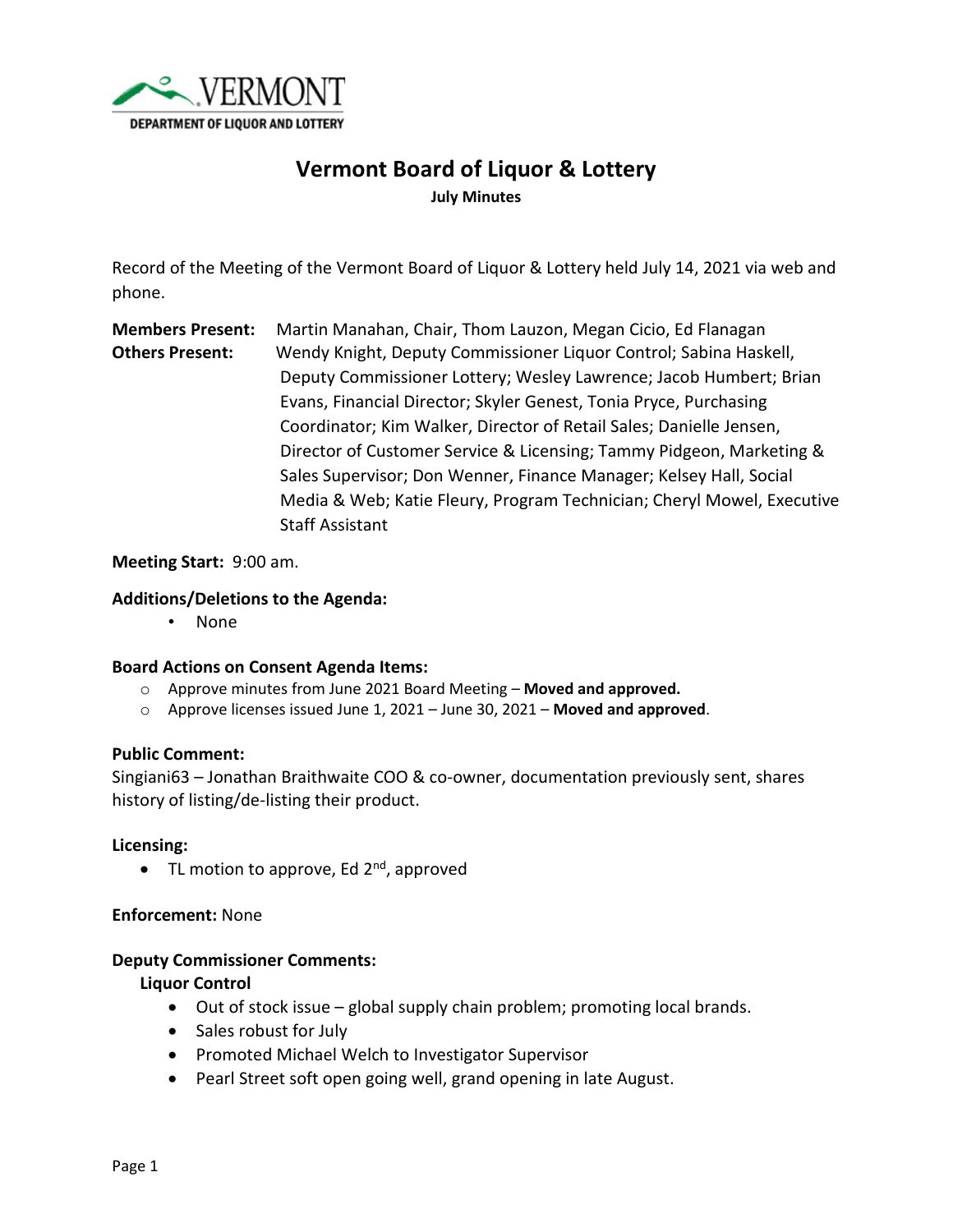VERMONT
DEPARTMENT OF LIQUOR AND LOTTERY

# Vermont Board of Liquor & Lottery

**July Minutes**

Record of the Meeting of the Vermont Board of Liquor & Lottery held July 14, 2021 via web and phone.

**Members Present:** Martin Manahan, Chair, Thom Lauzon, Megan Cicio, Ed Flanagan

**Others Present:** Wendy Knight, Deputy Commissioner Liquor Control; Sabina Haskell, Deputy Commissioner Lottery; Wesley Lawrence; Jacob Humbert; Brian Evans, Financial Director; Skyler Genest, Tonia Pryce, Purchasing Coordinator; Kim Walker, Director of Retail Sales; Danielle Jensen, Director of Customer Service & Licensing; Tammy Pidgeon, Marketing & Sales Supervisor; Don Wenner, Finance Manager; Kelsey Hall, Social Media & Web; Katie Fleury, Program Technician; Cheryl Mowel, Executive Staff Assistant

**Meeting Start:** 9:00 am.

**Additions/Deletions to the Agenda:**

- None

**Board Actions on Consent Agenda Items:**

- Approve minutes from June 2021 Board Meeting – **Moved and approved.**
- Approve licenses issued June 1, 2021 – June 30, 2021 – **Moved and approved**.

**Public Comment:**

Singiani63 – Jonathan Braithwaite COO & co-owner, documentation previously sent, shares history of listing/de-listing their product.

**Licensing:**

- TL motion to approve, Ed 2nd, approved

**Enforcement:** None

**Deputy Commissioner Comments:**

**Liquor Control**

- Out of stock issue – global supply chain problem; promoting local brands.
- Sales robust for July
- Promoted Michael Welch to Investigator Supervisor
- Pearl Street soft open going well, grand opening in late August.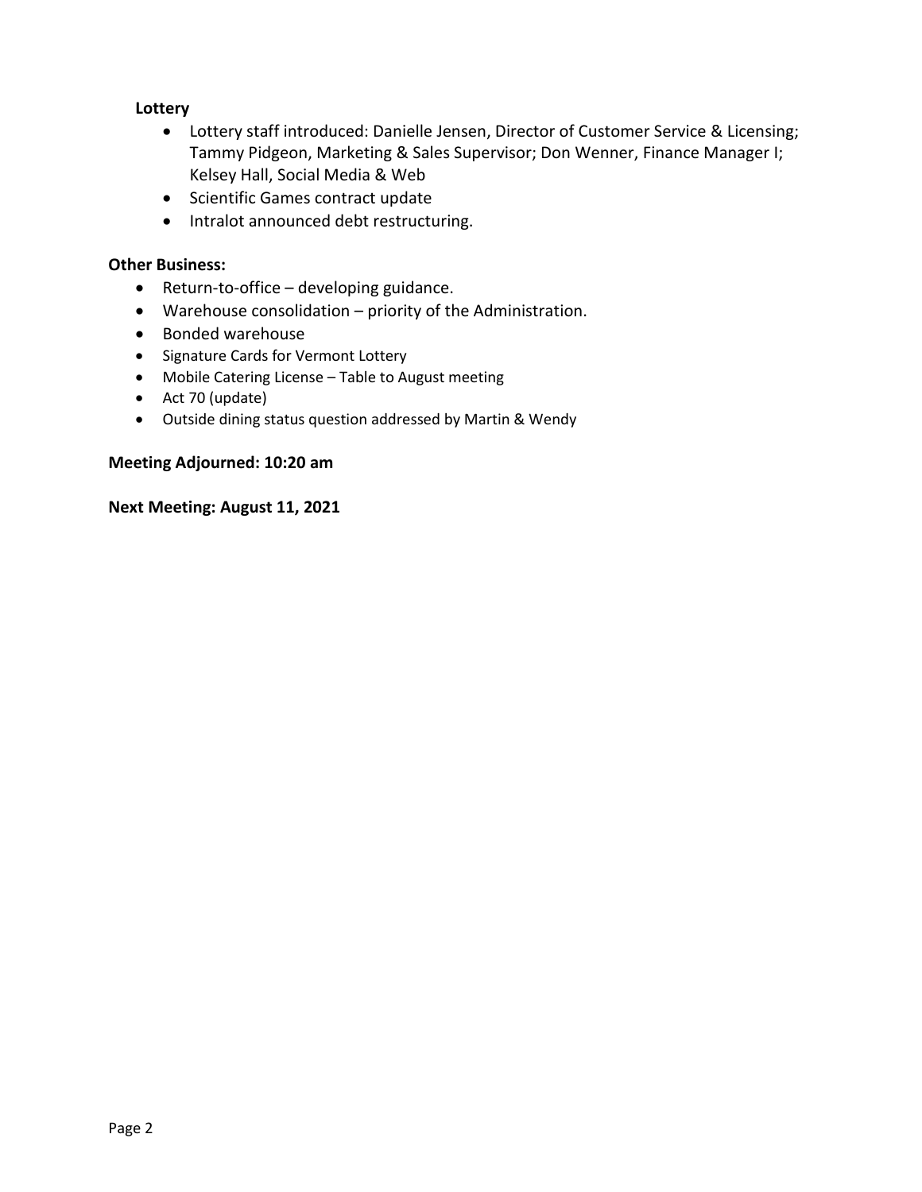**Lottery**

- Lottery staff introduced: Danielle Jensen, Director of Customer Service & Licensing; Tammy Pidgeon, Marketing & Sales Supervisor; Don Wenner, Finance Manager I; Kelsey Hall, Social Media & Web
- Scientific Games contract update
- Intralot announced debt restructuring.

**Other Business:**

- Return-to-office – developing guidance.
- Warehouse consolidation – priority of the Administration.
- Bonded warehouse
- Signature Cards for Vermont Lottery
- Mobile Catering License – Table to August meeting
- Act 70 (update)
- Outside dining status question addressed by Martin & Wendy

**Meeting Adjourned: 10:20 am**

**Next Meeting: August 11, 2021**